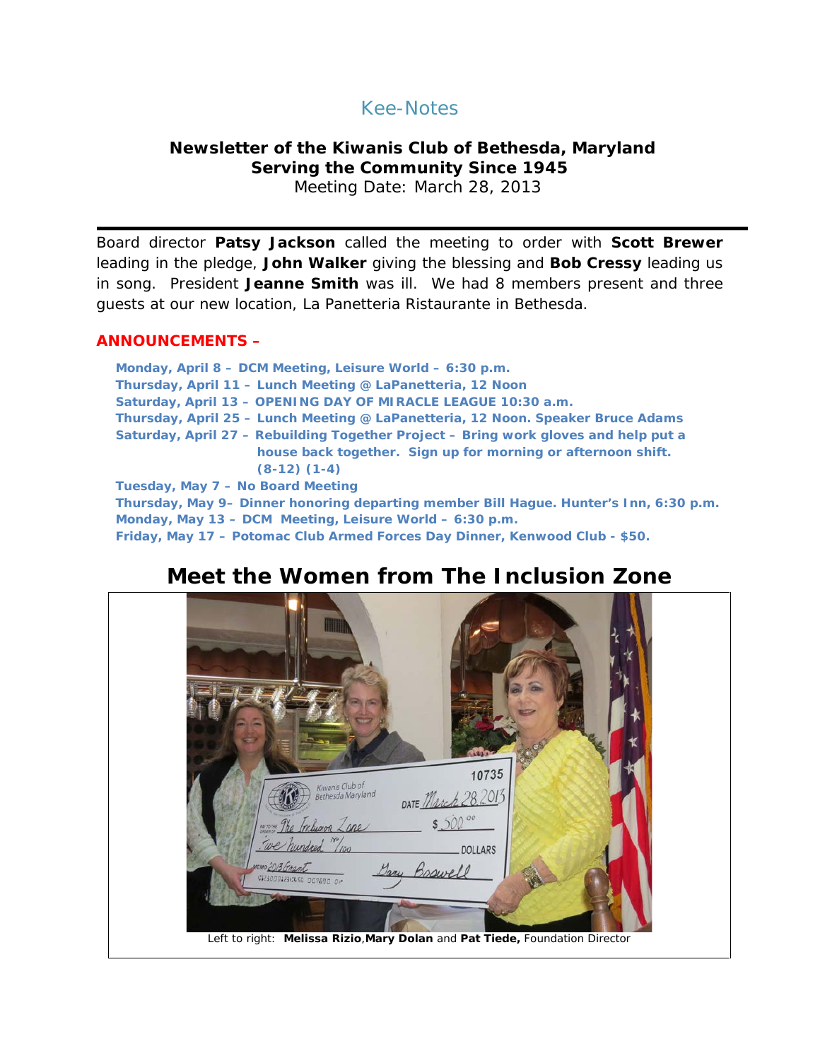# Kee-Notes

**Newsletter of the Kiwanis Club of Bethesda, Maryland**
**Serving the Community Since 1945**
Meeting Date: March 28, 2013

---

Board director **Patsy Jackson** called the meeting to order with **Scott Brewer** leading in the pledge, **John Walker** giving the blessing and **Bob Cressy** leading us in song. President **Jeanne Smith** was ill. We had 8 members present and three guests at our new location, La Panetteria Ristaurante in Bethesda.

## ANNOUNCEMENTS –

**Monday, April 8 – DCM Meeting, Leisure World – 6:30 p.m.**
**Thursday, April 11 – Lunch Meeting @ LaPanetteria, 12 Noon**
**Saturday, April 13 – OPENING DAY OF MIRACLE LEAGUE 10:30 a.m.**
**Thursday, April 25 – Lunch Meeting @ LaPanetteria, 12 Noon. Speaker Bruce Adams**
**Saturday, April 27 – Rebuilding Together Project – Bring work gloves and help put a house back together. Sign up for morning or afternoon shift. (8-12) (1-4)**
**Tuesday, May 7 – No Board Meeting**
**Thursday, May 9– Dinner honoring departing member Bill Hague. Hunter's Inn, 6:30 p.m.**
**Monday, May 13 – DCM Meeting, Leisure World – 6:30 p.m.**
**Friday, May 17 – Potomac Club Armed Forces Day Dinner, Kenwood Club - $50.**

## Meet the Women from The Inclusion Zone

Left to right: **Melissa Rizio**, **Mary Dolan** and **Pat Tiede,** Foundation Director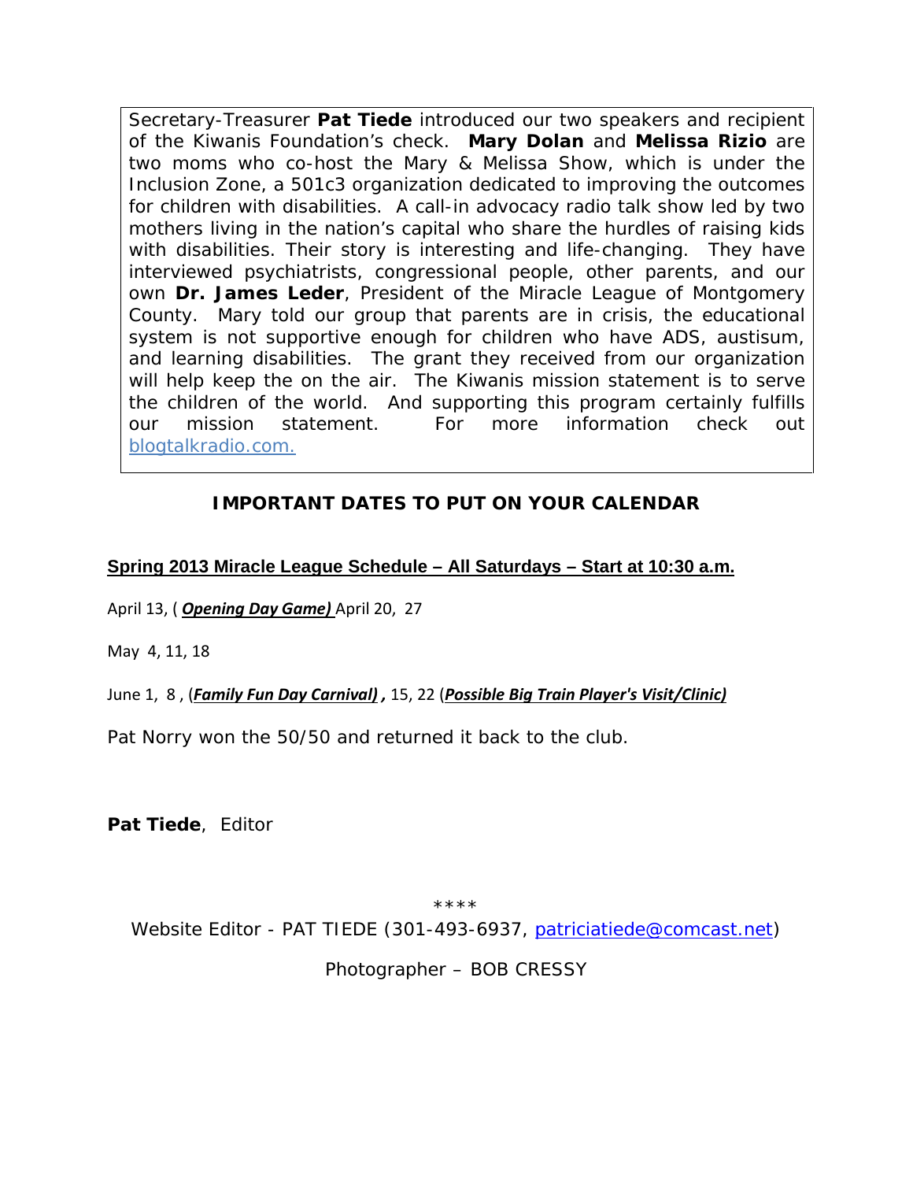Secretary-Treasurer **Pat Tiede** introduced our two speakers and recipient of the Kiwanis Foundation's check. **Mary Dolan** and **Melissa Rizio** are two moms who co-host the Mary & Melissa Show, which is under the Inclusion Zone, a 501c3 organization dedicated to improving the outcomes for children with disabilities. A call-in advocacy radio talk show led by two mothers living in the nation's capital who share the hurdles of raising kids with disabilities. Their story is interesting and life-changing. They have interviewed psychiatrists, congressional people, other parents, and our own **Dr. James Leder**, President of the Miracle League of Montgomery County. Mary told our group that parents are in crisis, the educational system is not supportive enough for children who have ADS, austisum, and learning disabilities. The grant they received from our organization will help keep the on the air. The Kiwanis mission statement is to serve the children of the world. And supporting this program certainly fulfills our mission statement. For more information check out blogtalkradio.com.

## IMPORTANT DATES TO PUT ON YOUR CALENDAR

**Spring 2013 Miracle League Schedule – All Saturdays – Start at 10:30 a.m.**

April 13, ( ***Opening Day Game)*** April 20, 27

May 4, 11, 18

June 1, 8 , (***Family Fun Day Carnival)*** , 15, 22 (***Possible Big Train Player's Visit/Clinic)***

Pat Norry won the 50/50 and returned it back to the club.

**Pat Tiede**, Editor

\*\*\*\*

Website Editor - PAT TIEDE (301-493-6937, patriciatiede@comcast.net)

Photographer – BOB CRESSY